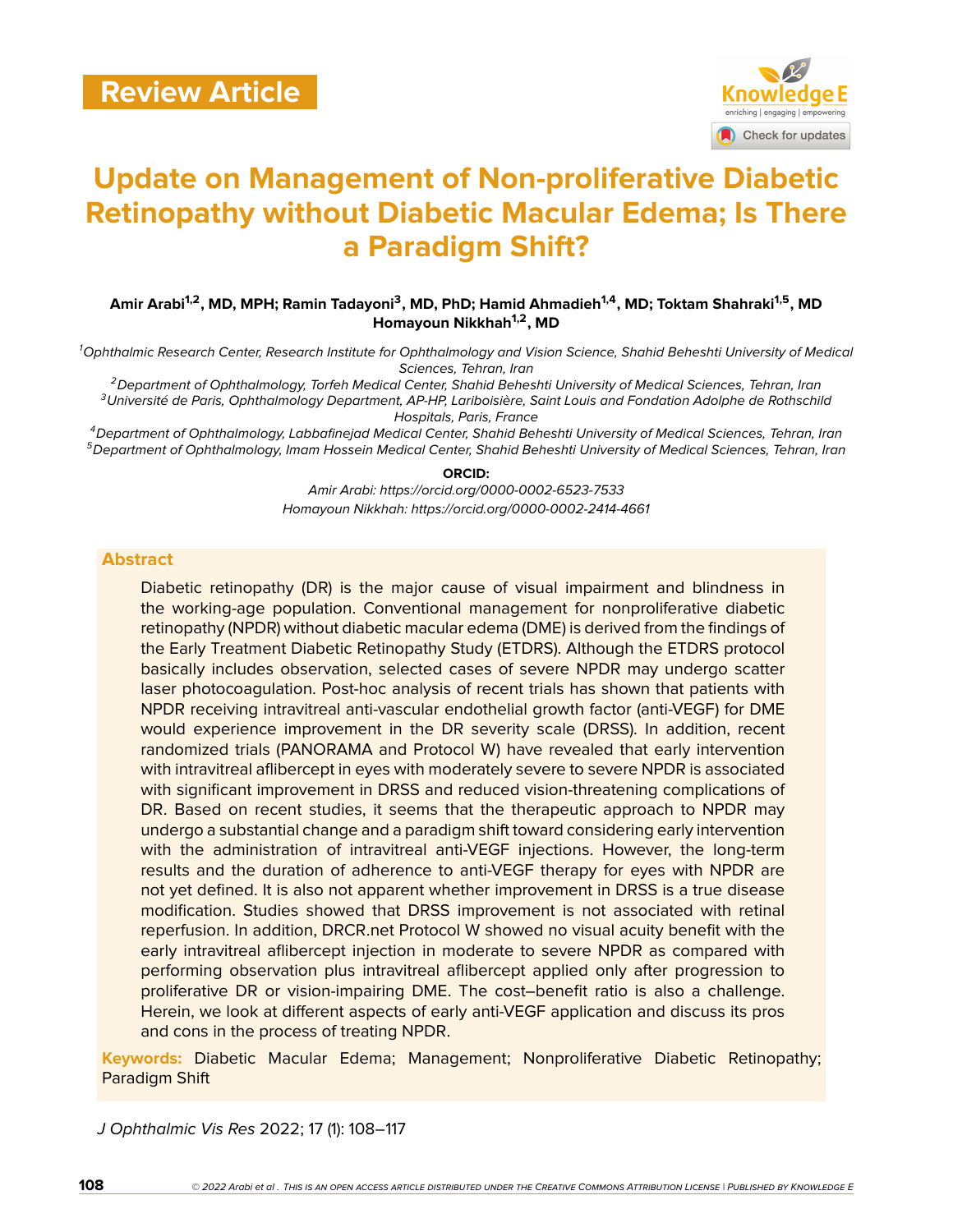Review Article

# Update on Management of Non-proliferative Diabetic Retinopathy without Diabetic Macular Edema; Is There a Paradigm Shift?

**Amir Arabi[1,2], MD, MPH; Ramin Tadayoni[3], MD, PhD; Hamid Ahmadieh[1,4], MD; Toktam Shahraki[1,5], MD Homayoun Nikkhah[1,2], MD**

[1]*Ophthalmic Research Center, Research Institute for Ophthalmology and Vision Science, Shahid Beheshti University of Medical Sciences, Tehran, Iran*
[2]*Department of Ophthalmology, Torfeh Medical Center, Shahid Beheshti University of Medical Sciences, Tehran, Iran*
[3]*Université de Paris, Ophthalmology Department, AP-HP, Lariboisière, Saint Louis and Fondation Adolphe de Rothschild Hospitals, Paris, France*
[4]*Department of Ophthalmology, Labbafinejad Medical Center, Shahid Beheshti University of Medical Sciences, Tehran, Iran*
[5]*Department of Ophthalmology, Imam Hossein Medical Center, Shahid Beheshti University of Medical Sciences, Tehran, Iran*

**ORCID:**
*Amir Arabi: https://orcid.org/0000-0002-6523-7533*
*Homayoun Nikkhah: https://orcid.org/0000-0002-2414-4661*

## Abstract

Diabetic retinopathy (DR) is the major cause of visual impairment and blindness in the working-age population. Conventional management for nonproliferative diabetic retinopathy (NPDR) without diabetic macular edema (DME) is derived from the findings of the Early Treatment Diabetic Retinopathy Study (ETDRS). Although the ETDRS protocol basically includes observation, selected cases of severe NPDR may undergo scatter laser photocoagulation. Post-hoc analysis of recent trials has shown that patients with NPDR receiving intravitreal anti-vascular endothelial growth factor (anti-VEGF) for DME would experience improvement in the DR severity scale (DRSS). In addition, recent randomized trials (PANORAMA and Protocol W) have revealed that early intervention with intravitreal aflibercept in eyes with moderately severe to severe NPDR is associated with significant improvement in DRSS and reduced vision-threatening complications of DR. Based on recent studies, it seems that the therapeutic approach to NPDR may undergo a substantial change and a paradigm shift toward considering early intervention with the administration of intravitreal anti-VEGF injections. However, the long-term results and the duration of adherence to anti-VEGF therapy for eyes with NPDR are not yet defined. It is also not apparent whether improvement in DRSS is a true disease modification. Studies showed that DRSS improvement is not associated with retinal reperfusion. In addition, DRCR.net Protocol W showed no visual acuity benefit with the early intravitreal aflibercept injection in moderate to severe NPDR as compared with performing observation plus intravitreal aflibercept applied only after progression to proliferative DR or vision-impairing DME. The cost–benefit ratio is also a challenge. Herein, we look at different aspects of early anti-VEGF application and discuss its pros and cons in the process of treating NPDR.

**Keywords:** Diabetic Macular Edema; Management; Nonproliferative Diabetic Retinopathy; Paradigm Shift

*J Ophthalmic Vis Res* 2022; 17 (1): 108–117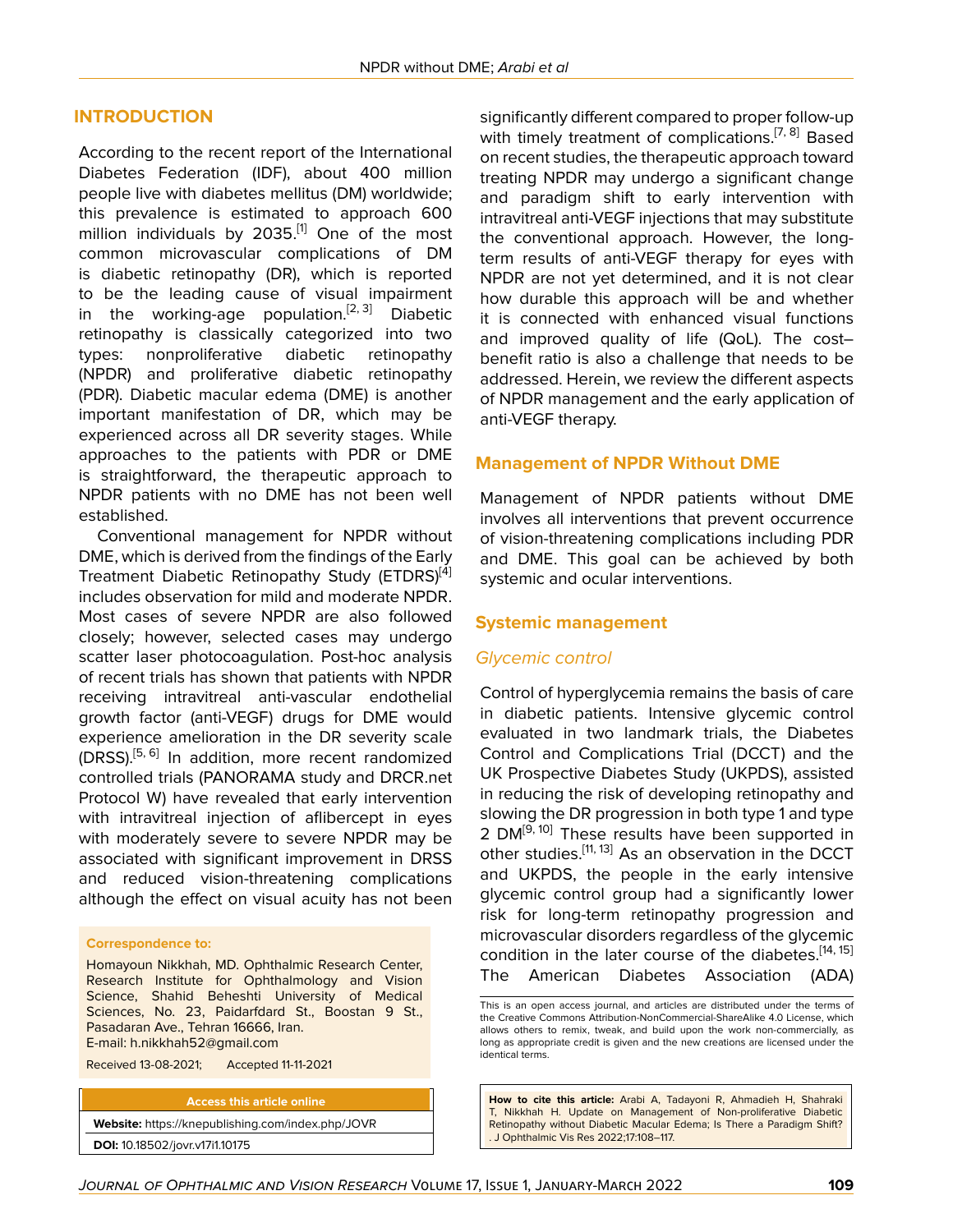## INTRODUCTION

According to the recent report of the International Diabetes Federation (IDF), about 400 million people live with diabetes mellitus (DM) worldwide; this prevalence is estimated to approach 600 million individuals by 2035.[1] One of the most common microvascular complications of DM is diabetic retinopathy (DR), which is reported to be the leading cause of visual impairment in the working-age population.[2, 3] Diabetic retinopathy is classically categorized into two types: nonproliferative diabetic retinopathy (NPDR) and proliferative diabetic retinopathy (PDR). Diabetic macular edema (DME) is another important manifestation of DR, which may be experienced across all DR severity stages. While approaches to the patients with PDR or DME is straightforward, the therapeutic approach to NPDR patients with no DME has not been well established.

Conventional management for NPDR without DME, which is derived from the findings of the Early Treatment Diabetic Retinopathy Study (ETDRS)[4] includes observation for mild and moderate NPDR. Most cases of severe NPDR are also followed closely; however, selected cases may undergo scatter laser photocoagulation. Post-hoc analysis of recent trials has shown that patients with NPDR receiving intravitreal anti-vascular endothelial growth factor (anti-VEGF) drugs for DME would experience amelioration in the DR severity scale (DRSS).[5, 6] In addition, more recent randomized controlled trials (PANORAMA study and DRCR.net Protocol W) have revealed that early intervention with intravitreal injection of aflibercept in eyes with moderately severe to severe NPDR may be associated with significant improvement in DRSS and reduced vision-threatening complications although the effect on visual acuity has not been significantly different compared to proper follow-up with timely treatment of complications.[7, 8] Based on recent studies, the therapeutic approach toward treating NPDR may undergo a significant change and paradigm shift to early intervention with intravitreal anti-VEGF injections that may substitute the conventional approach. However, the long-term results of anti-VEGF therapy for eyes with NPDR are not yet determined, and it is not clear how durable this approach will be and whether it is connected with enhanced visual functions and improved quality of life (QoL). The cost–benefit ratio is also a challenge that needs to be addressed. Herein, we review the different aspects of NPDR management and the early application of anti-VEGF therapy.

**Correspondence to:**

Homayoun Nikkhah, MD. Ophthalmic Research Center, Research Institute for Ophthalmology and Vision Science, Shahid Beheshti University of Medical Sciences, No. 23, Paidarfdard St., Boostan 9 St., Pasadaran Ave., Tehran 16666, Iran.
E-mail: h.nikkhah52@gmail.com

Received 13-08-2021; Accepted 11-11-2021

**Access this article online**

**Website:** https://knepublishing.com/index.php/JOVR

**DOI:** 10.18502/jovr.v17i1.10175

### Management of NPDR Without DME

Management of NPDR patients without DME involves all interventions that prevent occurrence of vision-threatening complications including PDR and DME. This goal can be achieved by both systemic and ocular interventions.

### Systemic management

#### *Glycemic control*

Control of hyperglycemia remains the basis of care in diabetic patients. Intensive glycemic control evaluated in two landmark trials, the Diabetes Control and Complications Trial (DCCT) and the UK Prospective Diabetes Study (UKPDS), assisted in reducing the risk of developing retinopathy and slowing the DR progression in both type 1 and type 2 DM[9, 10] These results have been supported in other studies.[11, 13] As an observation in the DCCT and UKPDS, the people in the early intensive glycemic control group had a significantly lower risk for long-term retinopathy progression and microvascular disorders regardless of the glycemic condition in the later course of the diabetes.[14, 15] The American Diabetes Association (ADA)

This is an open access journal, and articles are distributed under the terms of the Creative Commons Attribution-NonCommercial-ShareAlike 4.0 License, which allows others to remix, tweak, and build upon the work non-commercially, as long as appropriate credit is given and the new creations are licensed under the identical terms.

**How to cite this article:** Arabi A, Tadayoni R, Ahmadieh H, Shahraki T, Nikkhah H. Update on Management of Non-proliferative Diabetic Retinopathy without Diabetic Macular Edema; Is There a Paradigm Shift? . J Ophthalmic Vis Res 2022;17:108–117.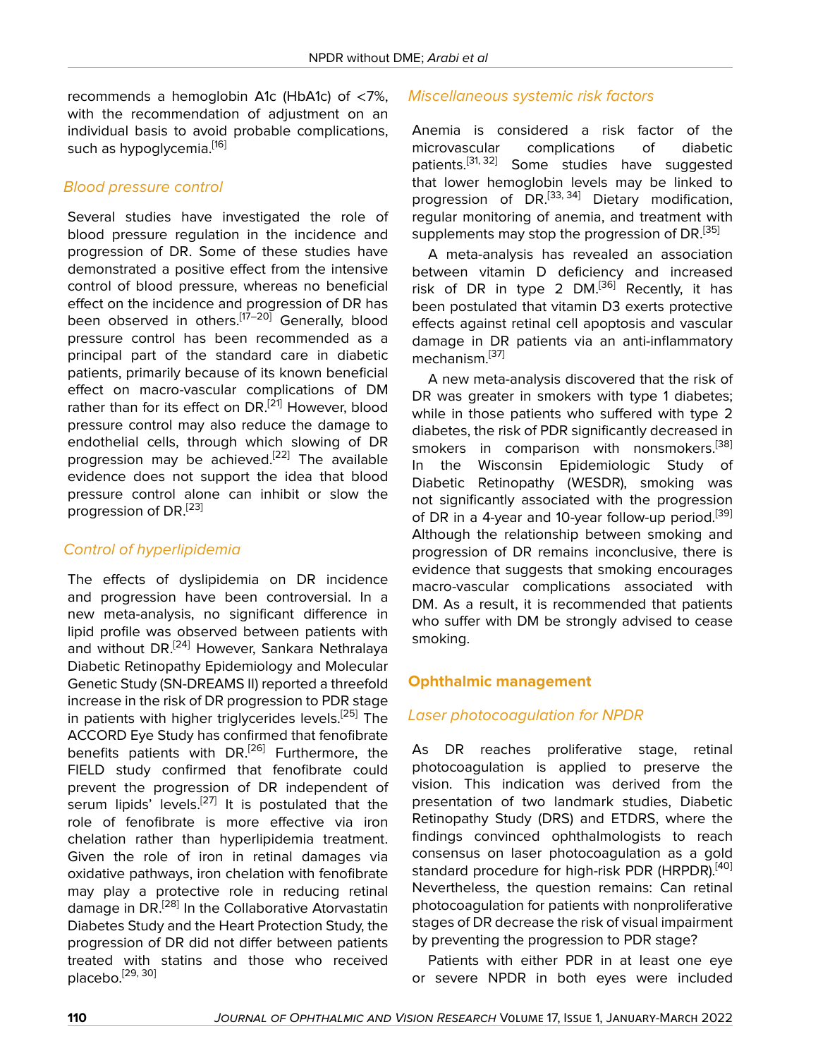recommends a hemoglobin A1c (HbA1c) of <7%, with the recommendation of adjustment on an individual basis to avoid probable complications, such as hypoglycemia.[16]

### *Blood pressure control*

Several studies have investigated the role of blood pressure regulation in the incidence and progression of DR. Some of these studies have demonstrated a positive effect from the intensive control of blood pressure, whereas no beneficial effect on the incidence and progression of DR has been observed in others.[17–20] Generally, blood pressure control has been recommended as a principal part of the standard care in diabetic patients, primarily because of its known beneficial effect on macro-vascular complications of DM rather than for its effect on DR.[21] However, blood pressure control may also reduce the damage to endothelial cells, through which slowing of DR progression may be achieved.[22] The available evidence does not support the idea that blood pressure control alone can inhibit or slow the progression of DR.[23]

### *Control of hyperlipidemia*

The effects of dyslipidemia on DR incidence and progression have been controversial. In a new meta-analysis, no significant difference in lipid profile was observed between patients with and without DR.[24] However, Sankara Nethralaya Diabetic Retinopathy Epidemiology and Molecular Genetic Study (SN-DREAMS II) reported a threefold increase in the risk of DR progression to PDR stage in patients with higher triglycerides levels.[25] The ACCORD Eye Study has confirmed that fenofibrate benefits patients with DR.[26] Furthermore, the FIELD study confirmed that fenofibrate could prevent the progression of DR independent of serum lipids' levels.[27] It is postulated that the role of fenofibrate is more effective via iron chelation rather than hyperlipidemia treatment. Given the role of iron in retinal damages via oxidative pathways, iron chelation with fenofibrate may play a protective role in reducing retinal damage in DR.[28] In the Collaborative Atorvastatin Diabetes Study and the Heart Protection Study, the progression of DR did not differ between patients treated with statins and those who received placebo.[29, 30]

### *Miscellaneous systemic risk factors*

Anemia is considered a risk factor of the microvascular complications of diabetic patients.[31, 32] Some studies have suggested that lower hemoglobin levels may be linked to progression of DR.[33, 34] Dietary modification, regular monitoring of anemia, and treatment with supplements may stop the progression of DR.[35]

A meta-analysis has revealed an association between vitamin D deficiency and increased risk of DR in type 2 DM.[36] Recently, it has been postulated that vitamin D3 exerts protective effects against retinal cell apoptosis and vascular damage in DR patients via an anti-inflammatory mechanism.[37]

A new meta-analysis discovered that the risk of DR was greater in smokers with type 1 diabetes; while in those patients who suffered with type 2 diabetes, the risk of PDR significantly decreased in smokers in comparison with nonsmokers.[38] In the Wisconsin Epidemiologic Study of Diabetic Retinopathy (WESDR), smoking was not significantly associated with the progression of DR in a 4-year and 10-year follow-up period.[39] Although the relationship between smoking and progression of DR remains inconclusive, there is evidence that suggests that smoking encourages macro-vascular complications associated with DM. As a result, it is recommended that patients who suffer with DM be strongly advised to cease smoking.

## **Ophthalmic management**

### *Laser photocoagulation for NPDR*

As DR reaches proliferative stage, retinal photocoagulation is applied to preserve the vision. This indication was derived from the presentation of two landmark studies, Diabetic Retinopathy Study (DRS) and ETDRS, where the findings convinced ophthalmologists to reach consensus on laser photocoagulation as a gold standard procedure for high-risk PDR (HRPDR).[40] Nevertheless, the question remains: Can retinal photocoagulation for patients with nonproliferative stages of DR decrease the risk of visual impairment by preventing the progression to PDR stage?

Patients with either PDR in at least one eye or severe NPDR in both eyes were included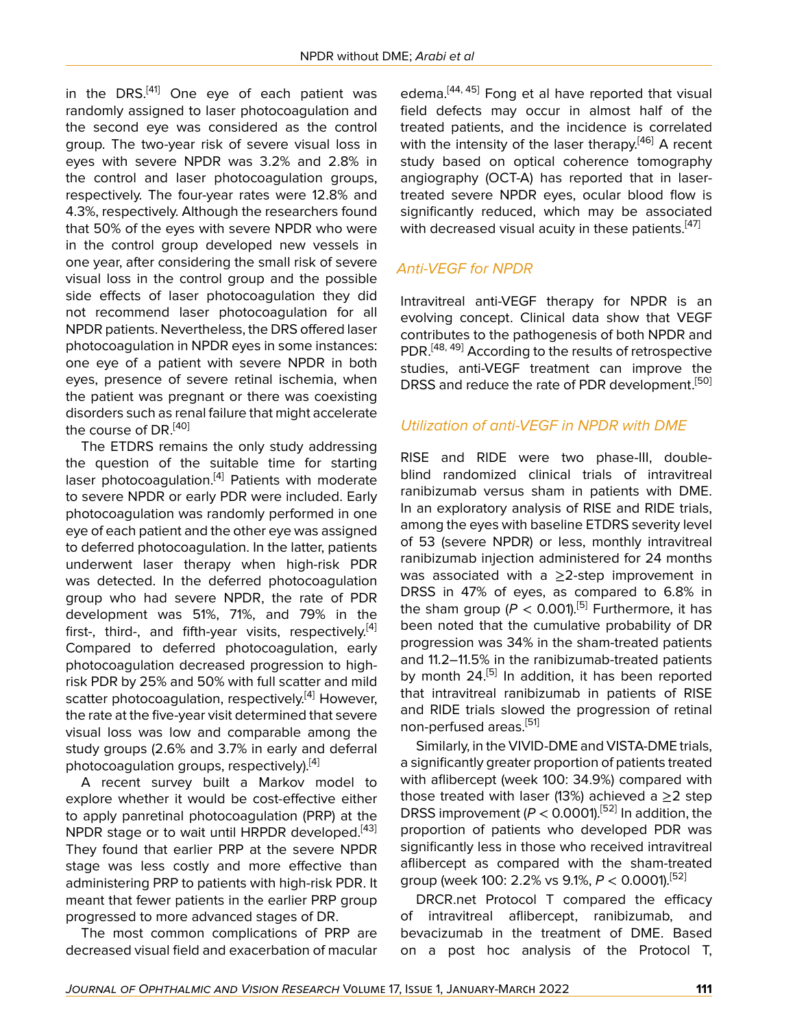in the DRS.[41] One eye of each patient was randomly assigned to laser photocoagulation and the second eye was considered as the control group. The two-year risk of severe visual loss in eyes with severe NPDR was 3.2% and 2.8% in the control and laser photocoagulation groups, respectively. The four-year rates were 12.8% and 4.3%, respectively. Although the researchers found that 50% of the eyes with severe NPDR who were in the control group developed new vessels in one year, after considering the small risk of severe visual loss in the control group and the possible side effects of laser photocoagulation they did not recommend laser photocoagulation for all NPDR patients. Nevertheless, the DRS offered laser photocoagulation in NPDR eyes in some instances: one eye of a patient with severe NPDR in both eyes, presence of severe retinal ischemia, when the patient was pregnant or there was coexisting disorders such as renal failure that might accelerate the course of DR.[40]

The ETDRS remains the only study addressing the question of the suitable time for starting laser photocoagulation.[4] Patients with moderate to severe NPDR or early PDR were included. Early photocoagulation was randomly performed in one eye of each patient and the other eye was assigned to deferred photocoagulation. In the latter, patients underwent laser therapy when high-risk PDR was detected. In the deferred photocoagulation group who had severe NPDR, the rate of PDR development was 51%, 71%, and 79% in the first-, third-, and fifth-year visits, respectively.[4] Compared to deferred photocoagulation, early photocoagulation decreased progression to high-risk PDR by 25% and 50% with full scatter and mild scatter photocoagulation, respectively.[4] However, the rate at the five-year visit determined that severe visual loss was low and comparable among the study groups (2.6% and 3.7% in early and deferral photocoagulation groups, respectively).[4]

A recent survey built a Markov model to explore whether it would be cost-effective either to apply panretinal photocoagulation (PRP) at the NPDR stage or to wait until HRPDR developed.[43] They found that earlier PRP at the severe NPDR stage was less costly and more effective than administering PRP to patients with high-risk PDR. It meant that fewer patients in the earlier PRP group progressed to more advanced stages of DR.

The most common complications of PRP are decreased visual field and exacerbation of macular edema.[44, 45] Fong et al have reported that visual field defects may occur in almost half of the treated patients, and the incidence is correlated with the intensity of the laser therapy.[46] A recent study based on optical coherence tomography angiography (OCT-A) has reported that in laser-treated severe NPDR eyes, ocular blood flow is significantly reduced, which may be associated with decreased visual acuity in these patients.[47]

### *Anti-VEGF for NPDR*

Intravitreal anti-VEGF therapy for NPDR is an evolving concept. Clinical data show that VEGF contributes to the pathogenesis of both NPDR and PDR.[48, 49] According to the results of retrospective studies, anti-VEGF treatment can improve the DRSS and reduce the rate of PDR development.[50]

### *Utilization of anti-VEGF in NPDR with DME*

RISE and RIDE were two phase-III, double-blind randomized clinical trials of intravitreal ranibizumab versus sham in patients with DME. In an exploratory analysis of RISE and RIDE trials, among the eyes with baseline ETDRS severity level of 53 (severe NPDR) or less, monthly intravitreal ranibizumab injection administered for 24 months was associated with a ≥2-step improvement in DRSS in 47% of eyes, as compared to 6.8% in the sham group ($P < 0.001$).[5] Furthermore, it has been noted that the cumulative probability of DR progression was 34% in the sham-treated patients and 11.2–11.5% in the ranibizumab-treated patients by month 24.[5] In addition, it has been reported that intravitreal ranibizumab in patients of RISE and RIDE trials slowed the progression of retinal non-perfused areas.[51]

Similarly, in the VIVID-DME and VISTA-DME trials, a significantly greater proportion of patients treated with aflibercept (week 100: 34.9%) compared with those treated with laser (13%) achieved a ≥2 step DRSS improvement ($P < 0.0001$).[52] In addition, the proportion of patients who developed PDR was significantly less in those who received intravitreal aflibercept as compared with the sham-treated group (week 100: 2.2% vs 9.1%, $P < 0.0001$).[52]

DRCR.net Protocol T compared the efficacy of intravitreal aflibercept, ranibizumab, and bevacizumab in the treatment of DME. Based on a post hoc analysis of the Protocol T,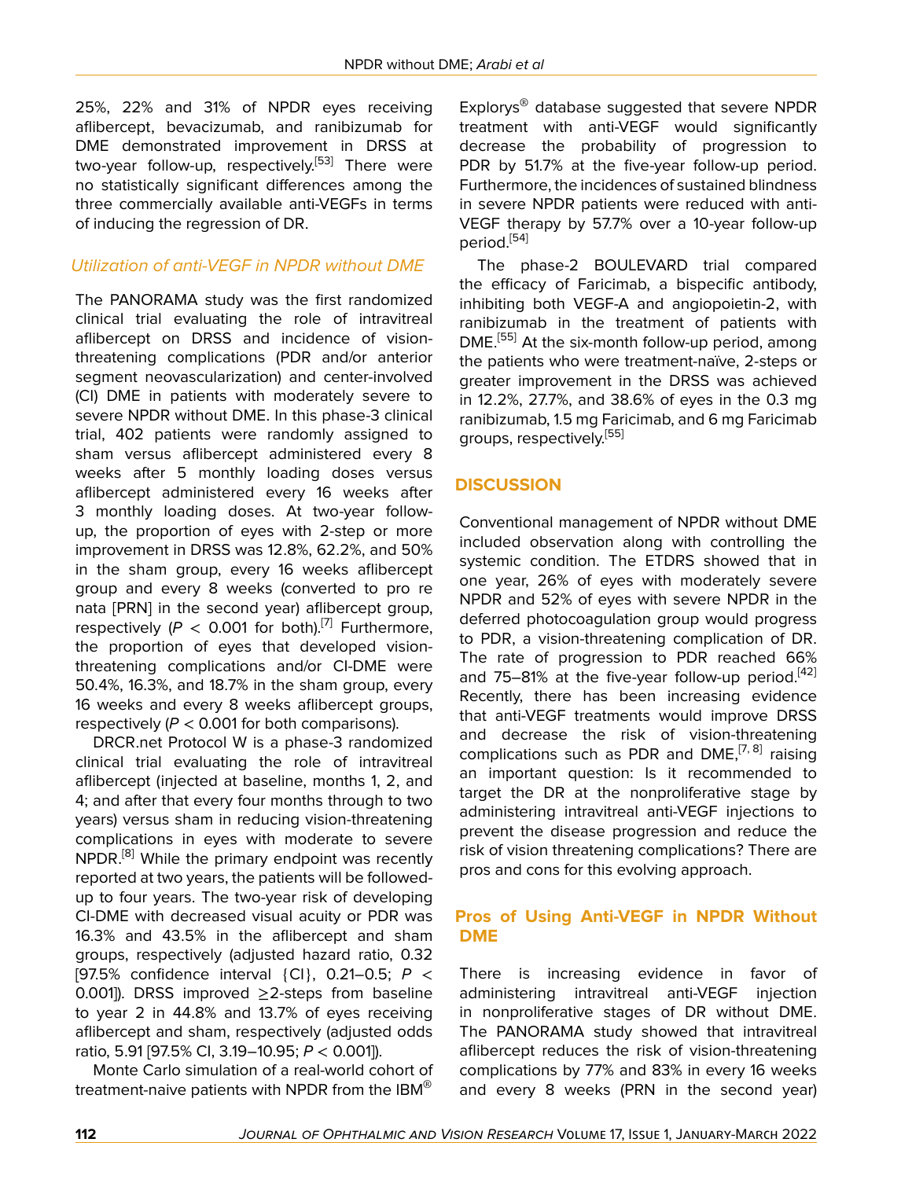25%, 22% and 31% of NPDR eyes receiving aflibercept, bevacizumab, and ranibizumab for DME demonstrated improvement in DRSS at two-year follow-up, respectively.[53] There were no statistically significant differences among the three commercially available anti-VEGFs in terms of inducing the regression of DR.

### *Utilization of anti-VEGF in NPDR without DME*

The PANORAMA study was the first randomized clinical trial evaluating the role of intravitreal aflibercept on DRSS and incidence of vision-threatening complications (PDR and/or anterior segment neovascularization) and center-involved (CI) DME in patients with moderately severe to severe NPDR without DME. In this phase-3 clinical trial, 402 patients were randomly assigned to sham versus aflibercept administered every 8 weeks after 5 monthly loading doses versus aflibercept administered every 16 weeks after 3 monthly loading doses. At two-year follow-up, the proportion of eyes with 2-step or more improvement in DRSS was 12.8%, 62.2%, and 50% in the sham group, every 16 weeks aflibercept group and every 8 weeks (converted to pro re nata [PRN] in the second year) aflibercept group, respectively ($P < 0.001$ for both).[7] Furthermore, the proportion of eyes that developed vision-threatening complications and/or CI-DME were 50.4%, 16.3%, and 18.7% in the sham group, every 16 weeks and every 8 weeks aflibercept groups, respectively ($P < 0.001$ for both comparisons).

DRCR.net Protocol W is a phase-3 randomized clinical trial evaluating the role of intravitreal aflibercept (injected at baseline, months 1, 2, and 4; and after that every four months through to two years) versus sham in reducing vision-threatening complications in eyes with moderate to severe NPDR.[8] While the primary endpoint was recently reported at two years, the patients will be followed-up to four years. The two-year risk of developing CI-DME with decreased visual acuity or PDR was 16.3% and 43.5% in the aflibercept and sham groups, respectively (adjusted hazard ratio, 0.32 [97.5% confidence interval {CI}, 0.21–0.5; $P < 0.001$]). DRSS improved ≥2-steps from baseline to year 2 in 44.8% and 13.7% of eyes receiving aflibercept and sham, respectively (adjusted odds ratio, 5.91 [97.5% CI, 3.19–10.95; $P < 0.001$]).

Monte Carlo simulation of a real-world cohort of treatment-naive patients with NPDR from the IBM® Explorys® database suggested that severe NPDR treatment with anti-VEGF would significantly decrease the probability of progression to PDR by 51.7% at the five-year follow-up period. Furthermore, the incidences of sustained blindness in severe NPDR patients were reduced with anti-VEGF therapy by 57.7% over a 10-year follow-up period.[54]

The phase-2 BOULEVARD trial compared the efficacy of Faricimab, a bispecific antibody, inhibiting both VEGF-A and angiopoietin-2, with ranibizumab in the treatment of patients with DME.[55] At the six-month follow-up period, among the patients who were treatment-naïve, 2-steps or greater improvement in the DRSS was achieved in 12.2%, 27.7%, and 38.6% of eyes in the 0.3 mg ranibizumab, 1.5 mg Faricimab, and 6 mg Faricimab groups, respectively.[55]

## DISCUSSION

Conventional management of NPDR without DME included observation along with controlling the systemic condition. The ETDRS showed that in one year, 26% of eyes with moderately severe NPDR and 52% of eyes with severe NPDR in the deferred photocoagulation group would progress to PDR, a vision-threatening complication of DR. The rate of progression to PDR reached 66% and 75–81% at the five-year follow-up period.[42] Recently, there has been increasing evidence that anti-VEGF treatments would improve DRSS and decrease the risk of vision-threatening complications such as PDR and DME,[7, 8] raising an important question: Is it recommended to target the DR at the nonproliferative stage by administering intravitreal anti-VEGF injections to prevent the disease progression and reduce the risk of vision threatening complications? There are pros and cons for this evolving approach.

### Pros of Using Anti-VEGF in NPDR Without DME

There is increasing evidence in favor of administering intravitreal anti-VEGF injection in nonproliferative stages of DR without DME. The PANORAMA study showed that intravitreal aflibercept reduces the risk of vision-threatening complications by 77% and 83% in every 16 weeks and every 8 weeks (PRN in the second year)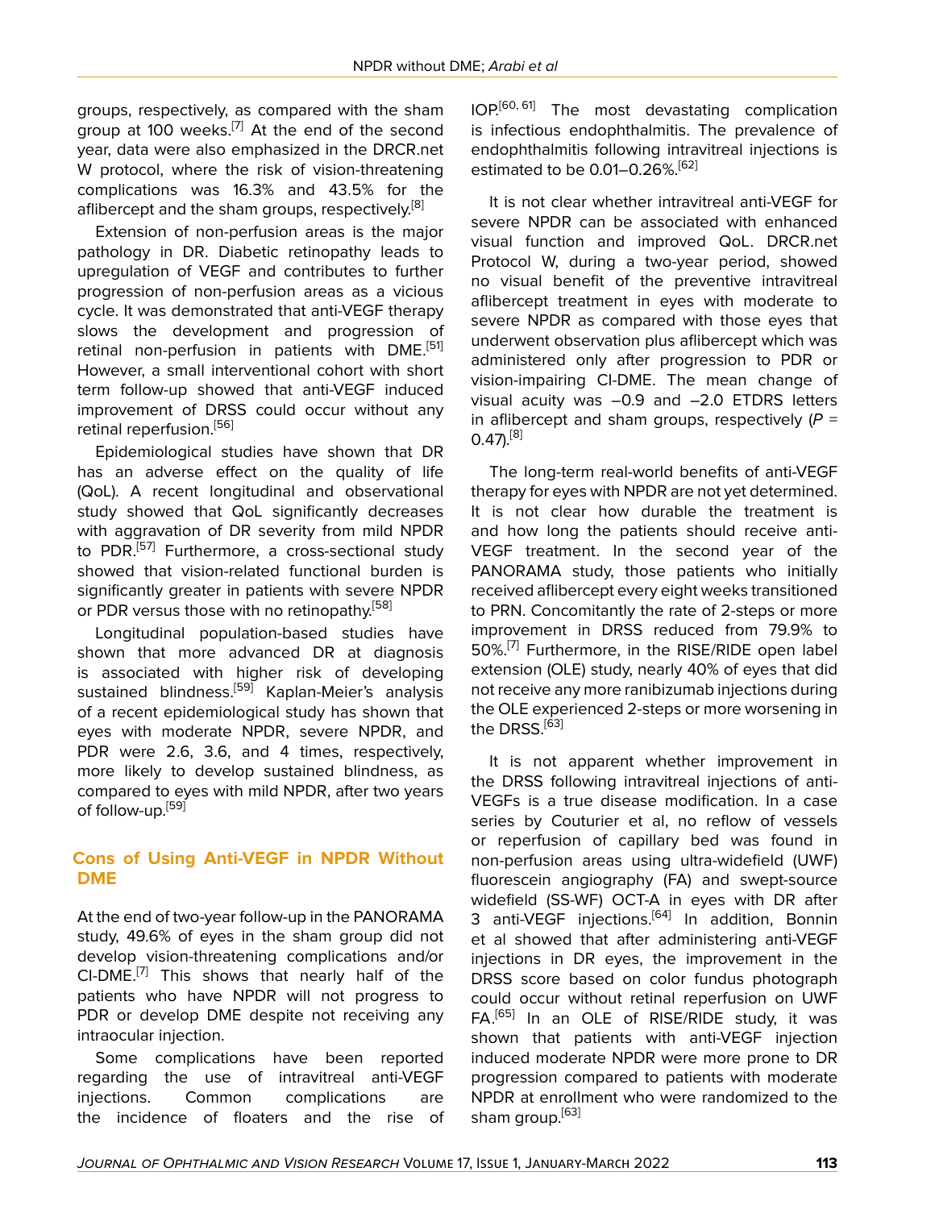groups, respectively, as compared with the sham group at 100 weeks.[7] At the end of the second year, data were also emphasized in the DRCR.net W protocol, where the risk of vision-threatening complications was 16.3% and 43.5% for the aflibercept and the sham groups, respectively.[8]

Extension of non-perfusion areas is the major pathology in DR. Diabetic retinopathy leads to upregulation of VEGF and contributes to further progression of non-perfusion areas as a vicious cycle. It was demonstrated that anti-VEGF therapy slows the development and progression of retinal non-perfusion in patients with DME.[51] However, a small interventional cohort with short term follow-up showed that anti-VEGF induced improvement of DRSS could occur without any retinal reperfusion.[56]

Epidemiological studies have shown that DR has an adverse effect on the quality of life (QoL). A recent longitudinal and observational study showed that QoL significantly decreases with aggravation of DR severity from mild NPDR to PDR.[57] Furthermore, a cross-sectional study showed that vision-related functional burden is significantly greater in patients with severe NPDR or PDR versus those with no retinopathy.[58]

Longitudinal population-based studies have shown that more advanced DR at diagnosis is associated with higher risk of developing sustained blindness.[59] Kaplan-Meier's analysis of a recent epidemiological study has shown that eyes with moderate NPDR, severe NPDR, and PDR were 2.6, 3.6, and 4 times, respectively, more likely to develop sustained blindness, as compared to eyes with mild NPDR, after two years of follow-up.[59]

## Cons of Using Anti-VEGF in NPDR Without DME

At the end of two-year follow-up in the PANORAMA study, 49.6% of eyes in the sham group did not develop vision-threatening complications and/or CI-DME.[7] This shows that nearly half of the patients who have NPDR will not progress to PDR or develop DME despite not receiving any intraocular injection.

Some complications have been reported regarding the use of intravitreal anti-VEGF injections. Common complications are the incidence of floaters and the rise of IOP.[60, 61] The most devastating complication is infectious endophthalmitis. The prevalence of endophthalmitis following intravitreal injections is estimated to be 0.01–0.26%.[62]

It is not clear whether intravitreal anti-VEGF for severe NPDR can be associated with enhanced visual function and improved QoL. DRCR.net Protocol W, during a two-year period, showed no visual benefit of the preventive intravitreal aflibercept treatment in eyes with moderate to severe NPDR as compared with those eyes that underwent observation plus aflibercept which was administered only after progression to PDR or vision-impairing CI-DME. The mean change of visual acuity was –0.9 and –2.0 ETDRS letters in aflibercept and sham groups, respectively ($P$ = 0.47).[8]

The long-term real-world benefits of anti-VEGF therapy for eyes with NPDR are not yet determined. It is not clear how durable the treatment is and how long the patients should receive anti-VEGF treatment. In the second year of the PANORAMA study, those patients who initially received aflibercept every eight weeks transitioned to PRN. Concomitantly the rate of 2-steps or more improvement in DRSS reduced from 79.9% to 50%.[7] Furthermore, in the RISE/RIDE open label extension (OLE) study, nearly 40% of eyes that did not receive any more ranibizumab injections during the OLE experienced 2-steps or more worsening in the DRSS.[63]

It is not apparent whether improvement in the DRSS following intravitreal injections of anti-VEGFs is a true disease modification. In a case series by Couturier et al, no reflow of vessels or reperfusion of capillary bed was found in non-perfusion areas using ultra-widefield (UWF) fluorescein angiography (FA) and swept-source widefield (SS-WF) OCT-A in eyes with DR after 3 anti-VEGF injections.[64] In addition, Bonnin et al showed that after administering anti-VEGF injections in DR eyes, the improvement in the DRSS score based on color fundus photograph could occur without retinal reperfusion on UWF FA.[65] In an OLE of RISE/RIDE study, it was shown that patients with anti-VEGF injection induced moderate NPDR were more prone to DR progression compared to patients with moderate NPDR at enrollment who were randomized to the sham group.[63]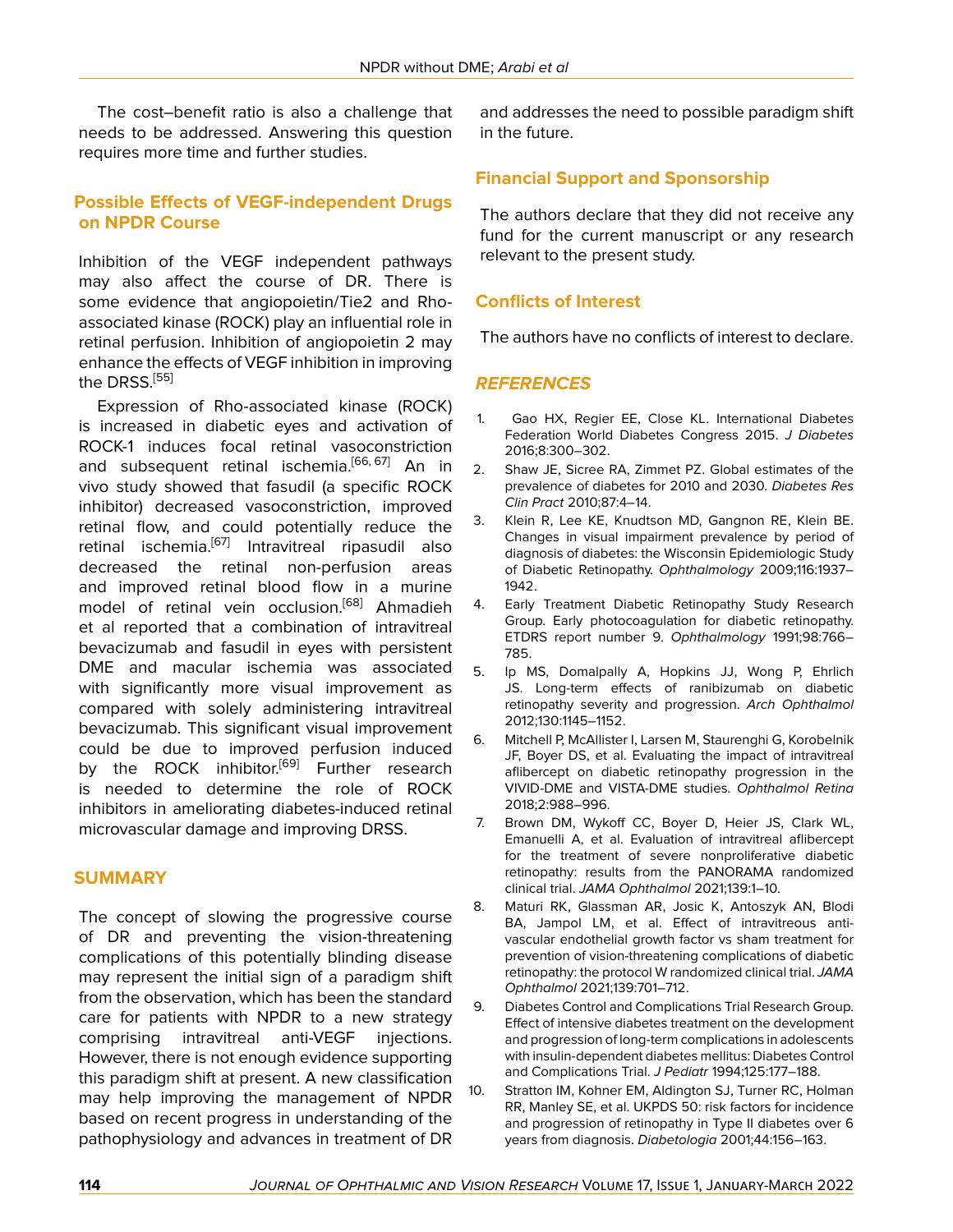The cost–benefit ratio is also a challenge that needs to be addressed. Answering this question requires more time and further studies.

## Possible Effects of VEGF-independent Drugs on NPDR Course

Inhibition of the VEGF independent pathways may also affect the course of DR. There is some evidence that angiopoietin/Tie2 and Rho-associated kinase (ROCK) play an influential role in retinal perfusion. Inhibition of angiopoietin 2 may enhance the effects of VEGF inhibition in improving the DRSS.[55]

Expression of Rho-associated kinase (ROCK) is increased in diabetic eyes and activation of ROCK-1 induces focal retinal vasoconstriction and subsequent retinal ischemia.[66, 67] An in vivo study showed that fasudil (a specific ROCK inhibitor) decreased vasoconstriction, improved retinal flow, and could potentially reduce the retinal ischemia.[67] Intravitreal ripasudil also decreased the retinal non-perfusion areas and improved retinal blood flow in a murine model of retinal vein occlusion.[68] Ahmadieh et al reported that a combination of intravitreal bevacizumab and fasudil in eyes with persistent DME and macular ischemia was associated with significantly more visual improvement as compared with solely administering intravitreal bevacizumab. This significant visual improvement could be due to improved perfusion induced by the ROCK inhibitor.[69] Further research is needed to determine the role of ROCK inhibitors in ameliorating diabetes-induced retinal microvascular damage and improving DRSS.

## SUMMARY

The concept of slowing the progressive course of DR and preventing the vision-threatening complications of this potentially blinding disease may represent the initial sign of a paradigm shift from the observation, which has been the standard care for patients with NPDR to a new strategy comprising intravitreal anti-VEGF injections. However, there is not enough evidence supporting this paradigm shift at present. A new classification may help improving the management of NPDR based on recent progress in understanding of the pathophysiology and advances in treatment of DR and addresses the need to possible paradigm shift in the future.

## Financial Support and Sponsorship

The authors declare that they did not receive any fund for the current manuscript or any research relevant to the present study.

## Conflicts of Interest

The authors have no conflicts of interest to declare.

## *REFERENCES*

1. Gao HX, Regier EE, Close KL. International Diabetes Federation World Diabetes Congress 2015. *J Diabetes* 2016;8:300–302.
2. Shaw JE, Sicree RA, Zimmet PZ. Global estimates of the prevalence of diabetes for 2010 and 2030. *Diabetes Res Clin Pract* 2010;87:4–14.
3. Klein R, Lee KE, Knudtson MD, Gangnon RE, Klein BE. Changes in visual impairment prevalence by period of diagnosis of diabetes: the Wisconsin Epidemiologic Study of Diabetic Retinopathy. *Ophthalmology* 2009;116:1937–1942.
4. Early Treatment Diabetic Retinopathy Study Research Group. Early photocoagulation for diabetic retinopathy. ETDRS report number 9. *Ophthalmology* 1991;98:766–785.
5. Ip MS, Domalpally A, Hopkins JJ, Wong P, Ehrlich JS. Long-term effects of ranibizumab on diabetic retinopathy severity and progression. *Arch Ophthalmol* 2012;130:1145–1152.
6. Mitchell P, McAllister I, Larsen M, Staurenghi G, Korobelnik JF, Boyer DS, et al. Evaluating the impact of intravitreal aflibercept on diabetic retinopathy progression in the VIVID-DME and VISTA-DME studies. *Ophthalmol Retina* 2018;2:988–996.
7. Brown DM, Wykoff CC, Boyer D, Heier JS, Clark WL, Emanuelli A, et al. Evaluation of intravitreal aflibercept for the treatment of severe nonproliferative diabetic retinopathy: results from the PANORAMA randomized clinical trial. *JAMA Ophthalmol* 2021;139:1–10.
8. Maturi RK, Glassman AR, Josic K, Antoszyk AN, Blodi BA, Jampol LM, et al. Effect of intravitreous anti-vascular endothelial growth factor vs sham treatment for prevention of vision-threatening complications of diabetic retinopathy: the protocol W randomized clinical trial. *JAMA Ophthalmol* 2021;139:701–712.
9. Diabetes Control and Complications Trial Research Group. Effect of intensive diabetes treatment on the development and progression of long-term complications in adolescents with insulin-dependent diabetes mellitus: Diabetes Control and Complications Trial. *J Pediatr* 1994;125:177–188.
10. Stratton IM, Kohner EM, Aldington SJ, Turner RC, Holman RR, Manley SE, et al. UKPDS 50: risk factors for incidence and progression of retinopathy in Type II diabetes over 6 years from diagnosis. *Diabetologia* 2001;44:156–163.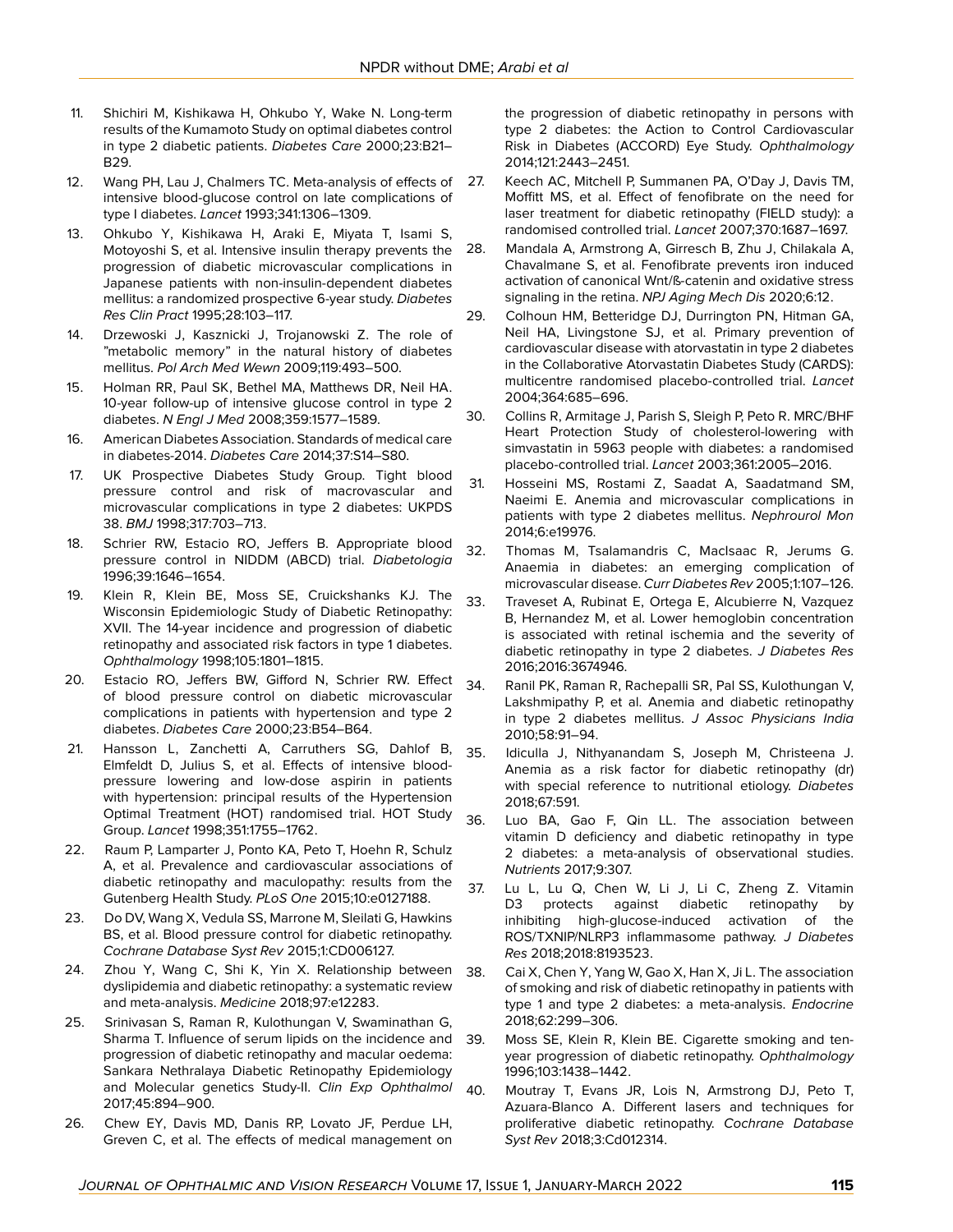11. Shichiri M, Kishikawa H, Ohkubo Y, Wake N. Long-term results of the Kumamoto Study on optimal diabetes control in type 2 diabetic patients. *Diabetes Care* 2000;23:B21–B29.
12. Wang PH, Lau J, Chalmers TC. Meta-analysis of effects of intensive blood-glucose control on late complications of type I diabetes. *Lancet* 1993;341:1306–1309.
13. Ohkubo Y, Kishikawa H, Araki E, Miyata T, Isami S, Motoyoshi S, et al. Intensive insulin therapy prevents the progression of diabetic microvascular complications in Japanese patients with non-insulin-dependent diabetes mellitus: a randomized prospective 6-year study. *Diabetes Res Clin Pract* 1995;28:103–117.
14. Drzewoski J, Kasznicki J, Trojanowski Z. The role of "metabolic memory" in the natural history of diabetes mellitus. *Pol Arch Med Wewn* 2009;119:493–500.
15. Holman RR, Paul SK, Bethel MA, Matthews DR, Neil HA. 10-year follow-up of intensive glucose control in type 2 diabetes. *N Engl J Med* 2008;359:1577–1589.
16. American Diabetes Association. Standards of medical care in diabetes-2014. *Diabetes Care* 2014;37:S14–S80.
17. UK Prospective Diabetes Study Group. Tight blood pressure control and risk of macrovascular and microvascular complications in type 2 diabetes: UKPDS 38. *BMJ* 1998;317:703–713.
18. Schrier RW, Estacio RO, Jeffers B. Appropriate blood pressure control in NIDDM (ABCD) trial. *Diabetologia* 1996;39:1646–1654.
19. Klein R, Klein BE, Moss SE, Cruickshanks KJ. The Wisconsin Epidemiologic Study of Diabetic Retinopathy: XVII. The 14-year incidence and progression of diabetic retinopathy and associated risk factors in type 1 diabetes. *Ophthalmology* 1998;105:1801–1815.
20. Estacio RO, Jeffers BW, Gifford N, Schrier RW. Effect of blood pressure control on diabetic microvascular complications in patients with hypertension and type 2 diabetes. *Diabetes Care* 2000;23:B54–B64.
21. Hansson L, Zanchetti A, Carruthers SG, Dahlof B, Elmfeldt D, Julius S, et al. Effects of intensive blood-pressure lowering and low-dose aspirin in patients with hypertension: principal results of the Hypertension Optimal Treatment (HOT) randomised trial. HOT Study Group. *Lancet* 1998;351:1755–1762.
22. Raum P, Lamparter J, Ponto KA, Peto T, Hoehn R, Schulz A, et al. Prevalence and cardiovascular associations of diabetic retinopathy and maculopathy: results from the Gutenberg Health Study. *PLoS One* 2015;10:e0127188.
23. Do DV, Wang X, Vedula SS, Marrone M, Sleilati G, Hawkins BS, et al. Blood pressure control for diabetic retinopathy. *Cochrane Database Syst Rev* 2015;1:CD006127.
24. Zhou Y, Wang C, Shi K, Yin X. Relationship between dyslipidemia and diabetic retinopathy: a systematic review and meta-analysis. *Medicine* 2018;97:e12283.
25. Srinivasan S, Raman R, Kulothungan V, Swaminathan G, Sharma T. Influence of serum lipids on the incidence and progression of diabetic retinopathy and macular oedema: Sankara Nethralaya Diabetic Retinopathy Epidemiology and Molecular genetics Study-II. *Clin Exp Ophthalmol* 2017;45:894–900.
26. Chew EY, Davis MD, Danis RP, Lovato JF, Perdue LH, Greven C, et al. The effects of medical management on the progression of diabetic retinopathy in persons with type 2 diabetes: the Action to Control Cardiovascular Risk in Diabetes (ACCORD) Eye Study. *Ophthalmology* 2014;121:2443–2451.
27. Keech AC, Mitchell P, Summanen PA, O'Day J, Davis TM, Moffitt MS, et al. Effect of fenofibrate on the need for laser treatment for diabetic retinopathy (FIELD study): a randomised controlled trial. *Lancet* 2007;370:1687–1697.
28. Mandala A, Armstrong A, Girresch B, Zhu J, Chilakala A, Chavalmane S, et al. Fenofibrate prevents iron induced activation of canonical Wnt/ß-catenin and oxidative stress signaling in the retina. *NPJ Aging Mech Dis* 2020;6:12.
29. Colhoun HM, Betteridge DJ, Durrington PN, Hitman GA, Neil HA, Livingstone SJ, et al. Primary prevention of cardiovascular disease with atorvastatin in type 2 diabetes in the Collaborative Atorvastatin Diabetes Study (CARDS): multicentre randomised placebo-controlled trial. *Lancet* 2004;364:685–696.
30. Collins R, Armitage J, Parish S, Sleigh P, Peto R. MRC/BHF Heart Protection Study of cholesterol-lowering with simvastatin in 5963 people with diabetes: a randomised placebo-controlled trial. *Lancet* 2003;361:2005–2016.
31. Hosseini MS, Rostami Z, Saadat A, Saadatmand SM, Naeimi E. Anemia and microvascular complications in patients with type 2 diabetes mellitus. *Nephrourol Mon* 2014;6:e19976.
32. Thomas M, Tsalamandris C, MacIsaac R, Jerums G. Anaemia in diabetes: an emerging complication of microvascular disease. *Curr Diabetes Rev* 2005;1:107–126.
33. Traveset A, Rubinat E, Ortega E, Alcubierre N, Vazquez B, Hernandez M, et al. Lower hemoglobin concentration is associated with retinal ischemia and the severity of diabetic retinopathy in type 2 diabetes. *J Diabetes Res* 2016;2016:3674946.
34. Ranil PK, Raman R, Rachepalli SR, Pal SS, Kulothungan V, Lakshmipathy P, et al. Anemia and diabetic retinopathy in type 2 diabetes mellitus. *J Assoc Physicians India* 2010;58:91–94.
35. Idiculla J, Nithyanandam S, Joseph M, Christeena J. Anemia as a risk factor for diabetic retinopathy (dr) with special reference to nutritional etiology. *Diabetes* 2018;67:591.
36. Luo BA, Gao F, Qin LL. The association between vitamin D deficiency and diabetic retinopathy in type 2 diabetes: a meta-analysis of observational studies. *Nutrients* 2017;9:307.
37. Lu L, Lu Q, Chen W, Li J, Li C, Zheng Z. Vitamin D3 protects against diabetic retinopathy by inhibiting high-glucose-induced activation of the ROS/TXNIP/NLRP3 inflammasome pathway. *J Diabetes Res* 2018;2018:8193523.
38. Cai X, Chen Y, Yang W, Gao X, Han X, Ji L. The association of smoking and risk of diabetic retinopathy in patients with type 1 and type 2 diabetes: a meta-analysis. *Endocrine* 2018;62:299–306.
39. Moss SE, Klein R, Klein BE. Cigarette smoking and ten-year progression of diabetic retinopathy. *Ophthalmology* 1996;103:1438–1442.
40. Moutray T, Evans JR, Lois N, Armstrong DJ, Peto T, Azuara-Blanco A. Different lasers and techniques for proliferative diabetic retinopathy. *Cochrane Database Syst Rev* 2018;3:Cd012314.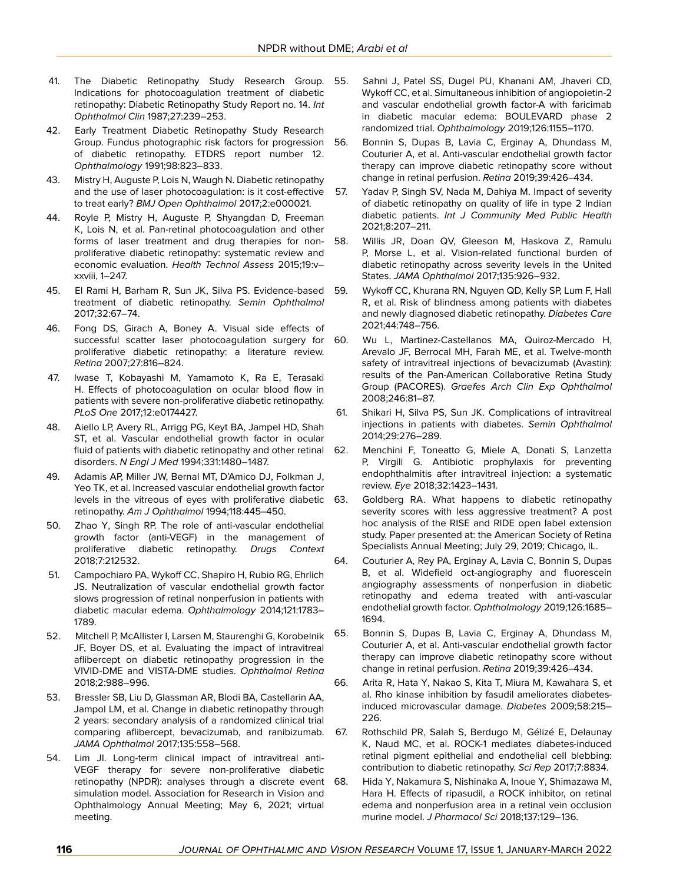41. The Diabetic Retinopathy Study Research Group. Indications for photocoagulation treatment of diabetic retinopathy: Diabetic Retinopathy Study Report no. 14. *Int Ophthalmol Clin* 1987;27:239–253.
42. Early Treatment Diabetic Retinopathy Study Research Group. Fundus photographic risk factors for progression of diabetic retinopathy. ETDRS report number 12. *Ophthalmology* 1991;98:823–833.
43. Mistry H, Auguste P, Lois N, Waugh N. Diabetic retinopathy and the use of laser photocoagulation: is it cost-effective to treat early? *BMJ Open Ophthalmol* 2017;2:e000021.
44. Royle P, Mistry H, Auguste P, Shyangdan D, Freeman K, Lois N, et al. Pan-retinal photocoagulation and other forms of laser treatment and drug therapies for non-proliferative diabetic retinopathy: systematic review and economic evaluation. *Health Technol Assess* 2015;19:v–xxviii, 1–247.
45. El Rami H, Barham R, Sun JK, Silva PS. Evidence-based treatment of diabetic retinopathy. *Semin Ophthalmol* 2017;32:67–74.
46. Fong DS, Girach A, Boney A. Visual side effects of successful scatter laser photocoagulation surgery for proliferative diabetic retinopathy: a literature review. *Retina* 2007;27:816–824.
47. Iwase T, Kobayashi M, Yamamoto K, Ra E, Terasaki H. Effects of photocoagulation on ocular blood flow in patients with severe non-proliferative diabetic retinopathy. *PLoS One* 2017;12:e0174427.
48. Aiello LP, Avery RL, Arrigg PG, Keyt BA, Jampel HD, Shah ST, et al. Vascular endothelial growth factor in ocular fluid of patients with diabetic retinopathy and other retinal disorders. *N Engl J Med* 1994;331:1480–1487.
49. Adamis AP, Miller JW, Bernal MT, D'Amico DJ, Folkman J, Yeo TK, et al. Increased vascular endothelial growth factor levels in the vitreous of eyes with proliferative diabetic retinopathy. *Am J Ophthalmol* 1994;118:445–450.
50. Zhao Y, Singh RP. The role of anti-vascular endothelial growth factor (anti-VEGF) in the management of proliferative diabetic retinopathy. *Drugs Context* 2018;7:212532.
51. Campochiaro PA, Wykoff CC, Shapiro H, Rubio RG, Ehrlich JS. Neutralization of vascular endothelial growth factor slows progression of retinal nonperfusion in patients with diabetic macular edema. *Ophthalmology* 2014;121:1783–1789.
52. Mitchell P, McAllister I, Larsen M, Staurenghi G, Korobelnik JF, Boyer DS, et al. Evaluating the impact of intravitreal aflibercept on diabetic retinopathy progression in the VIVID-DME and VISTA-DME studies. *Ophthalmol Retina* 2018;2:988–996.
53. Bressler SB, Liu D, Glassman AR, Blodi BA, Castellarin AA, Jampol LM, et al. Change in diabetic retinopathy through 2 years: secondary analysis of a randomized clinical trial comparing aflibercept, bevacizumab, and ranibizumab. *JAMA Ophthalmol* 2017;135:558–568.
54. Lim JI. Long-term clinical impact of intravitreal anti-VEGF therapy for severe non-proliferative diabetic retinopathy (NPDR): analyses through a discrete event simulation model. Association for Research in Vision and Ophthalmology Annual Meeting; May 6, 2021; virtual meeting.
55. Sahni J, Patel SS, Dugel PU, Khanani AM, Jhaveri CD, Wykoff CC, et al. Simultaneous inhibition of angiopoietin-2 and vascular endothelial growth factor-A with faricimab in diabetic macular edema: BOULEVARD phase 2 randomized trial. *Ophthalmology* 2019;126:1155–1170.
56. Bonnin S, Dupas B, Lavia C, Erginay A, Dhundass M, Couturier A, et al. Anti-vascular endothelial growth factor therapy can improve diabetic retinopathy score without change in retinal perfusion. *Retina* 2019;39:426–434.
57. Yadav P, Singh SV, Nada M, Dahiya M. Impact of severity of diabetic retinopathy on quality of life in type 2 Indian diabetic patients. *Int J Community Med Public Health* 2021;8:207–211.
58. Willis JR, Doan QV, Gleeson M, Haskova Z, Ramulu P, Morse L, et al. Vision-related functional burden of diabetic retinopathy across severity levels in the United States. *JAMA Ophthalmol* 2017;135:926–932.
59. Wykoff CC, Khurana RN, Nguyen QD, Kelly SP, Lum F, Hall R, et al. Risk of blindness among patients with diabetes and newly diagnosed diabetic retinopathy. *Diabetes Care* 2021;44:748–756.
60. Wu L, Martinez-Castellanos MA, Quiroz-Mercado H, Arevalo JF, Berrocal MH, Farah ME, et al. Twelve-month safety of intravitreal injections of bevacizumab (Avastin): results of the Pan-American Collaborative Retina Study Group (PACORES). *Graefes Arch Clin Exp Ophthalmol* 2008;246:81–87.
61. Shikari H, Silva PS, Sun JK. Complications of intravitreal injections in patients with diabetes. *Semin Ophthalmol* 2014;29:276–289.
62. Menchini F, Toneatto G, Miele A, Donati S, Lanzetta P, Virgili G. Antibiotic prophylaxis for preventing endophthalmitis after intravitreal injection: a systematic review. *Eye* 2018;32:1423–1431.
63. Goldberg RA. What happens to diabetic retinopathy severity scores with less aggressive treatment? A post hoc analysis of the RISE and RIDE open label extension study. Paper presented at: the American Society of Retina Specialists Annual Meeting; July 29, 2019; Chicago, IL.
64. Couturier A, Rey PA, Erginay A, Lavia C, Bonnin S, Dupas B, et al. Widefield oct-angiography and fluorescein angiography assessments of nonperfusion in diabetic retinopathy and edema treated with anti-vascular endothelial growth factor. *Ophthalmology* 2019;126:1685–1694.
65. Bonnin S, Dupas B, Lavia C, Erginay A, Dhundass M, Couturier A, et al. Anti-vascular endothelial growth factor therapy can improve diabetic retinopathy score without change in retinal perfusion. *Retina* 2019;39:426–434.
66. Arita R, Hata Y, Nakao S, Kita T, Miura M, Kawahara S, et al. Rho kinase inhibition by fasudil ameliorates diabetes-induced microvascular damage. *Diabetes* 2009;58:215–226.
67. Rothschild PR, Salah S, Berdugo M, Gélizé E, Delaunay K, Naud MC, et al. ROCK-1 mediates diabetes-induced retinal pigment epithelial and endothelial cell blebbing: contribution to diabetic retinopathy. *Sci Rep* 2017;7:8834.
68. Hida Y, Nakamura S, Nishinaka A, Inoue Y, Shimazawa M, Hara H. Effects of ripasudil, a ROCK inhibitor, on retinal edema and nonperfusion area in a retinal vein occlusion murine model. *J Pharmacol Sci* 2018;137:129–136.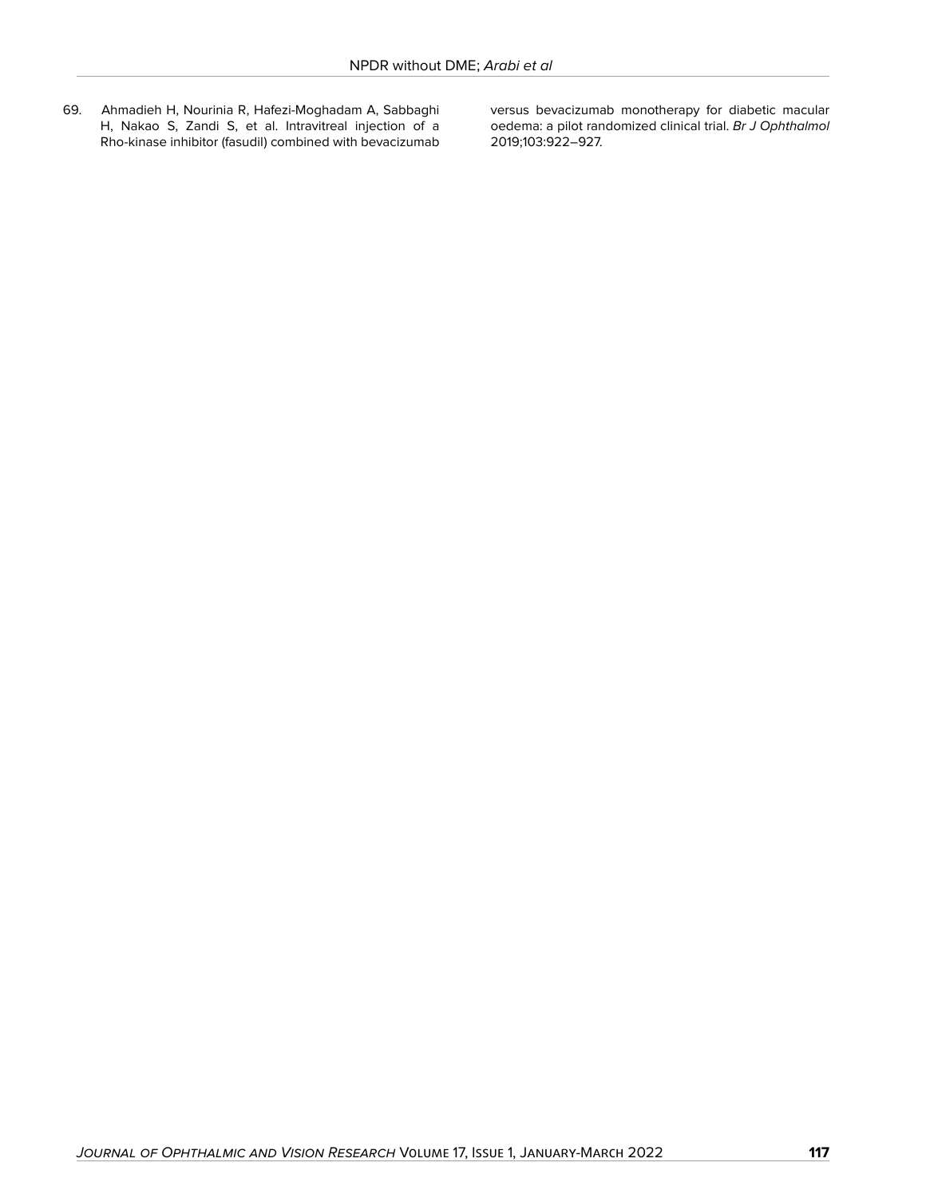69. Ahmadieh H, Nourinia R, Hafezi-Moghadam A, Sabbaghi H, Nakao S, Zandi S, et al. Intravitreal injection of a Rho-kinase inhibitor (fasudil) combined with bevacizumab versus bevacizumab monotherapy for diabetic macular oedema: a pilot randomized clinical trial. *Br J Ophthalmol* 2019;103:922–927.